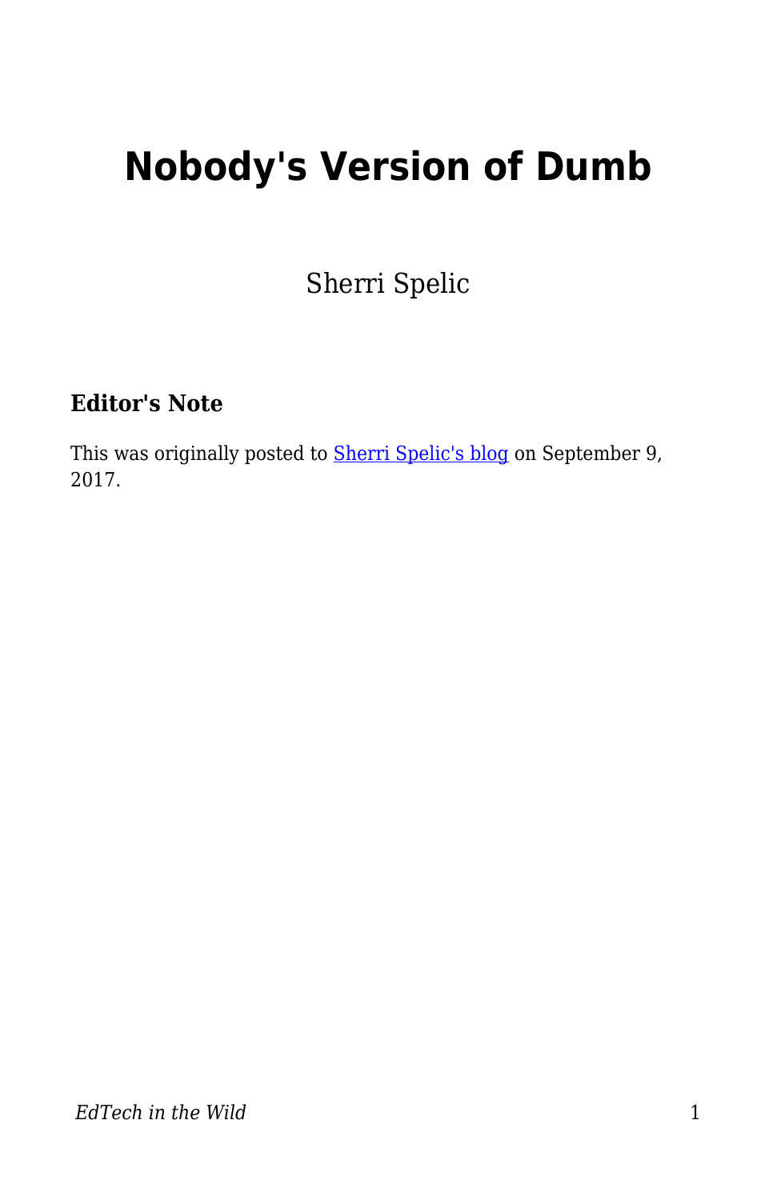# Nobody's Version of Dumb

Sherri Spelic

### Editor's Note

This was originally posted to [Sherri Spelic's blog](Sherri Spelic's blog) on September 9, 2017.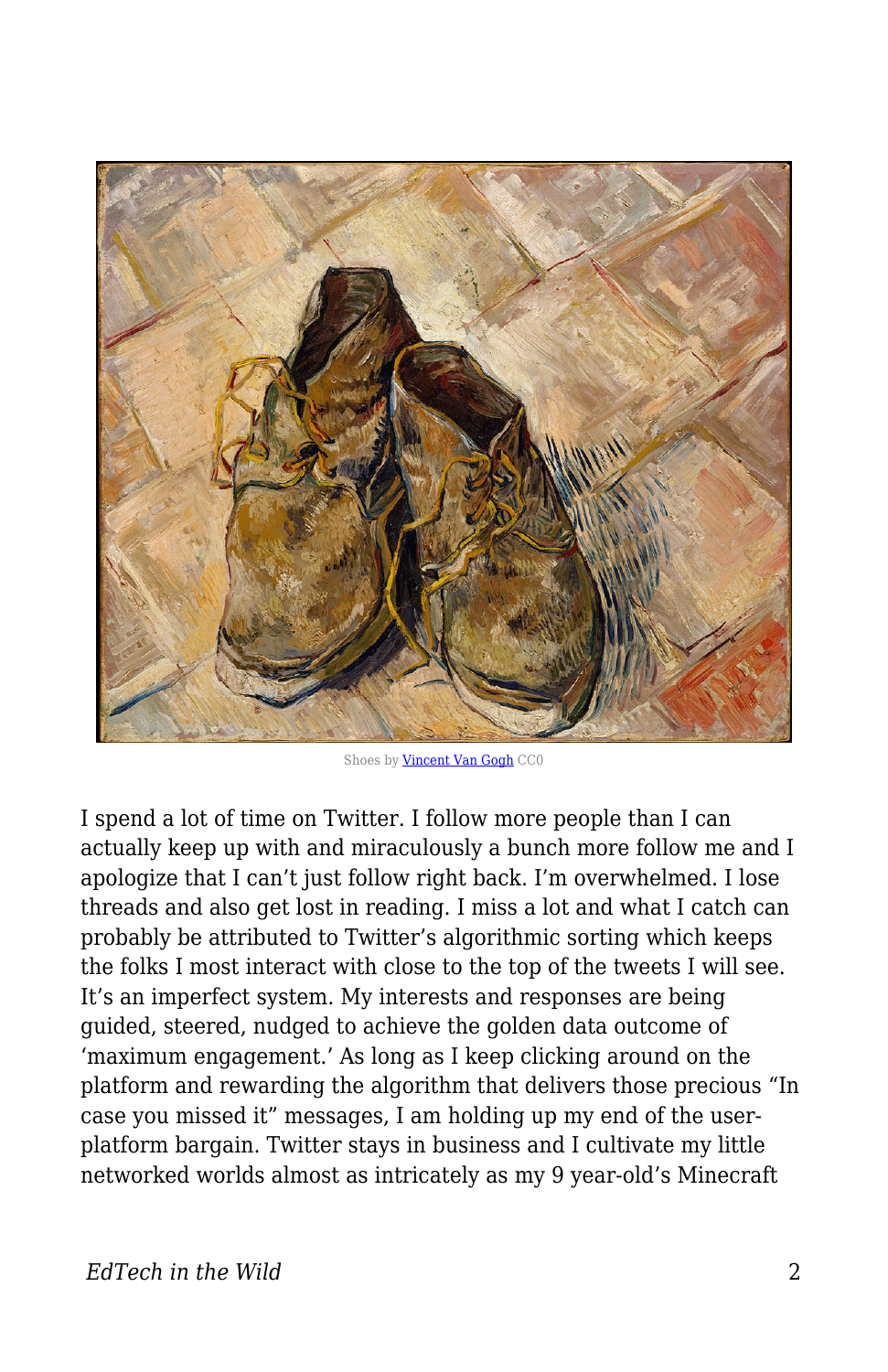Shoes by Vincent Van Gogh CC0

I spend a lot of time on Twitter. I follow more people than I can actually keep up with and miraculously a bunch more follow me and I apologize that I can't just follow right back. I'm overwhelmed. I lose threads and also get lost in reading. I miss a lot and what I catch can probably be attributed to Twitter's algorithmic sorting which keeps the folks I most interact with close to the top of the tweets I will see. It's an imperfect system. My interests and responses are being guided, steered, nudged to achieve the golden data outcome of 'maximum engagement.' As long as I keep clicking around on the platform and rewarding the algorithm that delivers those precious "In case you missed it" messages, I am holding up my end of the user-platform bargain. Twitter stays in business and I cultivate my little networked worlds almost as intricately as my 9 year-old's Minecraft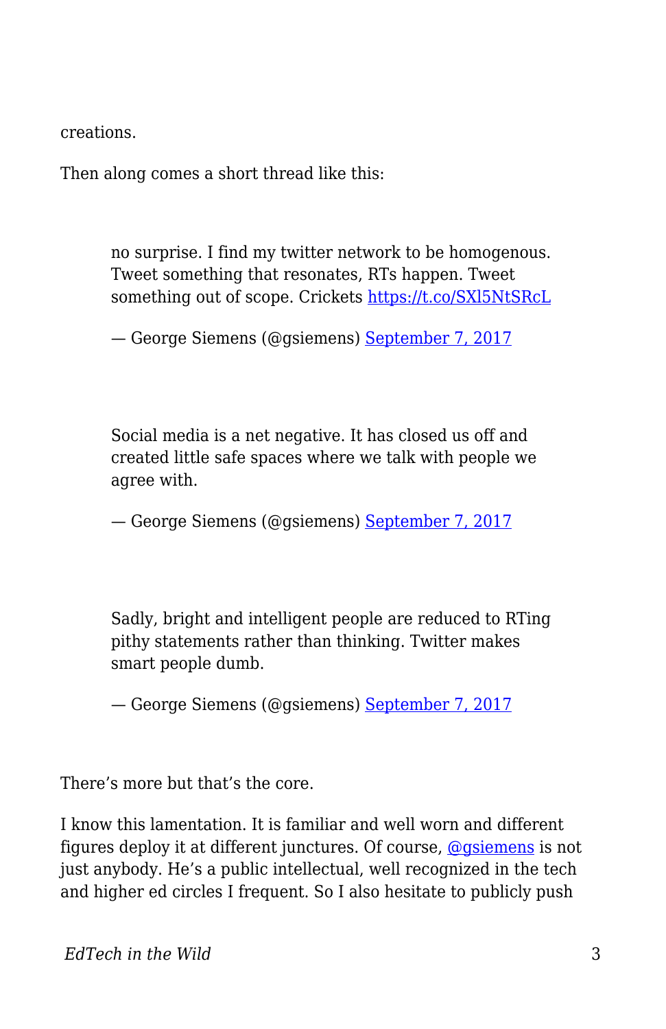creations.

Then along comes a short thread like this:

> no surprise. I find my twitter network to be homogenous. Tweet something that resonates, RTs happen. Tweet something out of scope. Crickets [https://t.co/SXl5NtSRcL](https://t.co/SXl5NtSRcL)
>
> — George Siemens (@gsiemens) [September 7, 2017](#)

> Social media is a net negative. It has closed us off and created little safe spaces where we talk with people we agree with.
>
> — George Siemens (@gsiemens) [September 7, 2017](#)

> Sadly, bright and intelligent people are reduced to RTing pithy statements rather than thinking. Twitter makes smart people dumb.
>
> — George Siemens (@gsiemens) [September 7, 2017](#)

There's more but that's the core.

I know this lamentation. It is familiar and well worn and different figures deploy it at different junctures. Of course, [@gsiemens](#) is not just anybody. He's a public intellectual, well recognized in the tech and higher ed circles I frequent. So I also hesitate to publicly push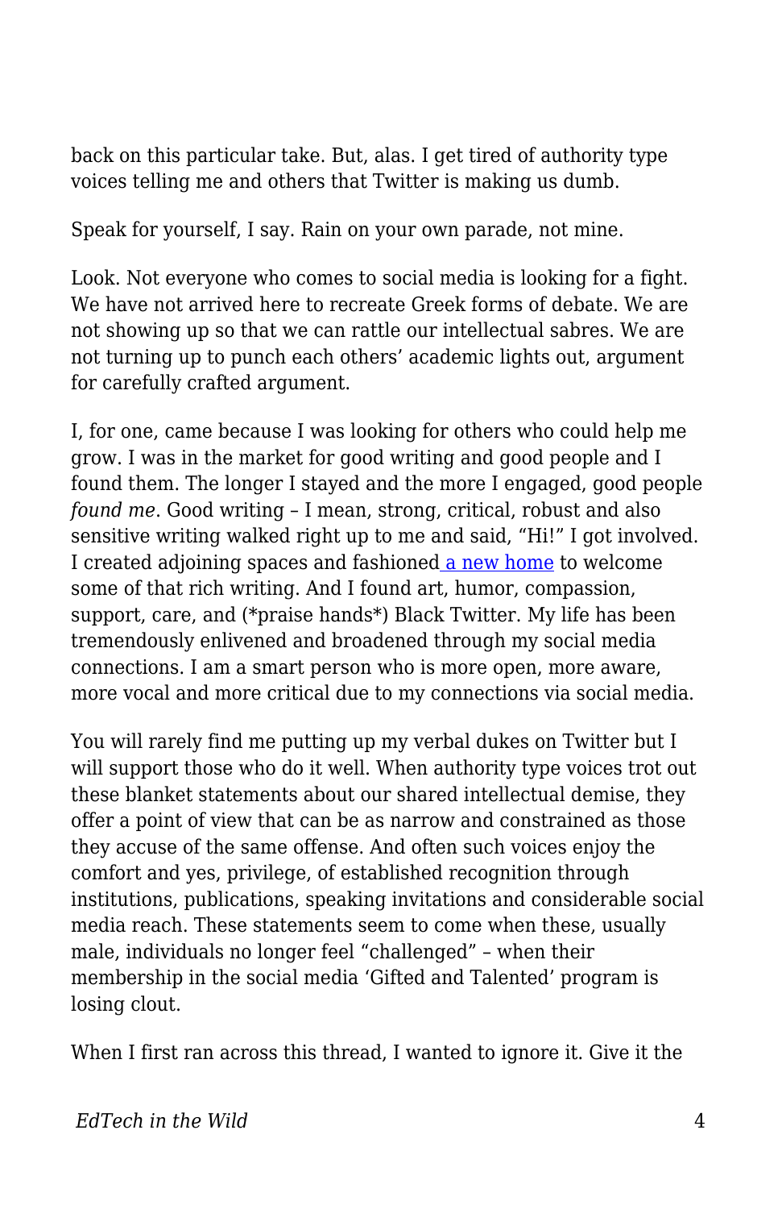back on this particular take. But, alas. I get tired of authority type voices telling me and others that Twitter is making us dumb.

Speak for yourself, I say. Rain on your own parade, not mine.

Look. Not everyone who comes to social media is looking for a fight. We have not arrived here to recreate Greek forms of debate. We are not showing up so that we can rattle our intellectual sabres. We are not turning up to punch each others' academic lights out, argument for carefully crafted argument.

I, for one, came because I was looking for others who could help me grow. I was in the market for good writing and good people and I found them. The longer I stayed and the more I engaged, good people *found me*. Good writing – I mean, strong, critical, robust and also sensitive writing walked right up to me and said, "Hi!" I got involved. I created adjoining spaces and fashioned a new home to welcome some of that rich writing. And I found art, humor, compassion, support, care, and (*praise hands*) Black Twitter. My life has been tremendously enlivened and broadened through my social media connections. I am a smart person who is more open, more aware, more vocal and more critical due to my connections via social media.

You will rarely find me putting up my verbal dukes on Twitter but I will support those who do it well. When authority type voices trot out these blanket statements about our shared intellectual demise, they offer a point of view that can be as narrow and constrained as those they accuse of the same offense. And often such voices enjoy the comfort and yes, privilege, of established recognition through institutions, publications, speaking invitations and considerable social media reach. These statements seem to come when these, usually male, individuals no longer feel "challenged" – when their membership in the social media 'Gifted and Talented' program is losing clout.

When I first ran across this thread, I wanted to ignore it. Give it the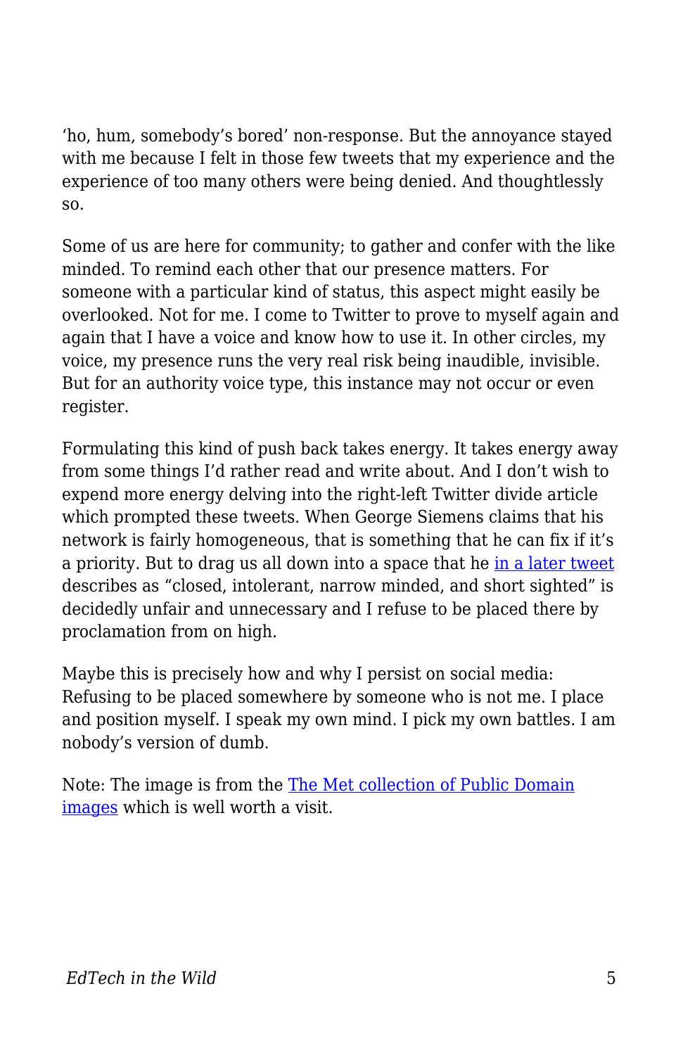'ho, hum, somebody's bored' non-response. But the annoyance stayed with me because I felt in those few tweets that my experience and the experience of too many others were being denied. And thoughtlessly so.

Some of us are here for community; to gather and confer with the like minded. To remind each other that our presence matters. For someone with a particular kind of status, this aspect might easily be overlooked. Not for me. I come to Twitter to prove to myself again and again that I have a voice and know how to use it. In other circles, my voice, my presence runs the very real risk being inaudible, invisible. But for an authority voice type, this instance may not occur or even register.

Formulating this kind of push back takes energy. It takes energy away from some things I'd rather read and write about. And I don't wish to expend more energy delving into the right-left Twitter divide article which prompted these tweets. When George Siemens claims that his network is fairly homogeneous, that is something that he can fix if it's a priority. But to drag us all down into a space that he [in a later tweet] describes as "closed, intolerant, narrow minded, and short sighted" is decidedly unfair and unnecessary and I refuse to be placed there by proclamation from on high.

Maybe this is precisely how and why I persist on social media: Refusing to be placed somewhere by someone who is not me. I place and position myself. I speak my own mind. I pick my own battles. I am nobody's version of dumb.

Note: The image is from the [The Met collection of Public Domain images] which is well worth a visit.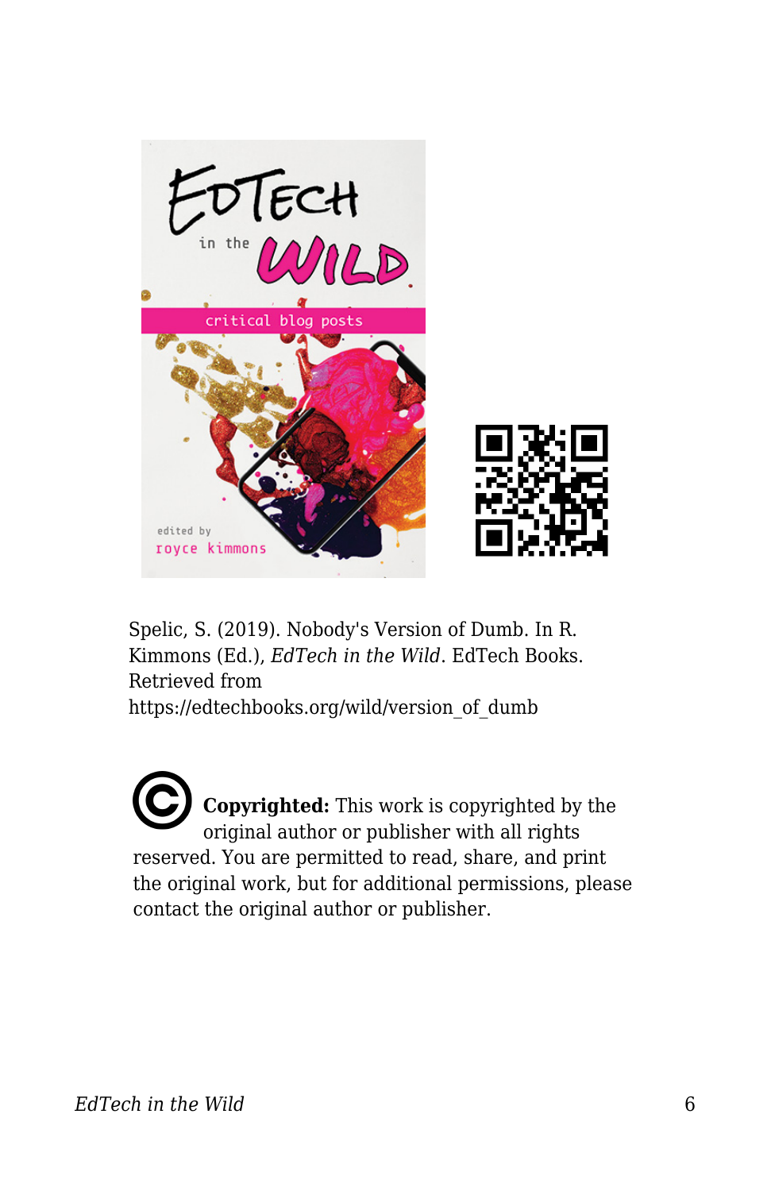Spelic, S. (2019). Nobody's Version of Dumb. In R. Kimmons (Ed.), *EdTech in the Wild*. EdTech Books. Retrieved from https://edtechbooks.org/wild/version_of_dumb

**Copyrighted:** This work is copyrighted by the original author or publisher with all rights reserved. You are permitted to read, share, and print the original work, but for additional permissions, please contact the original author or publisher.